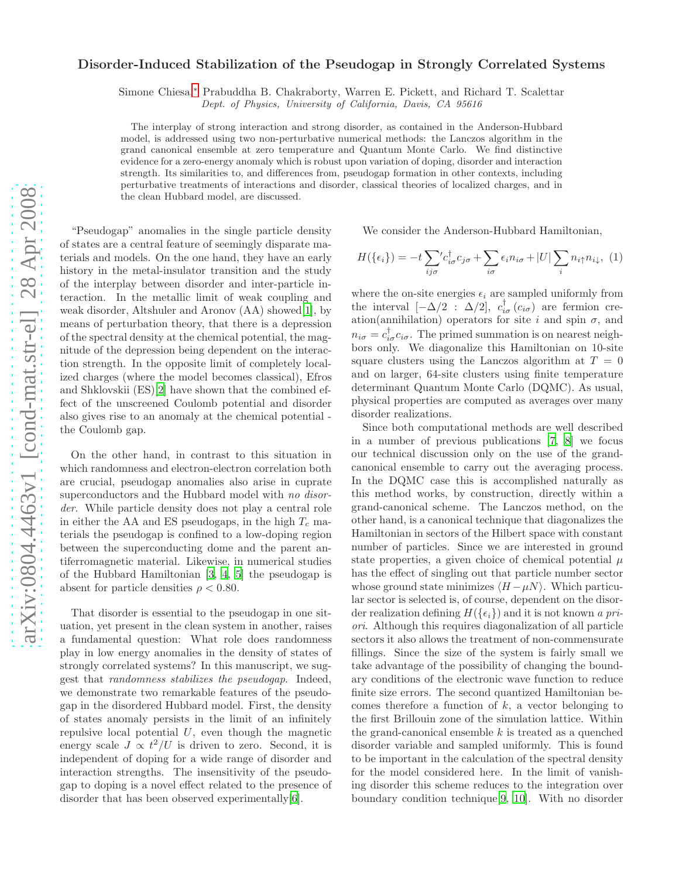# Disorder-Induced Stabilization of the Pseudogap in Strongly Correlated Systems

Simone Chiesa,[*] Prabuddha B. Chakraborty, Warren E. Pickett, and Richard T. Scalettar

*Dept. of Physics, University of California, Davis, CA 95616*

The interplay of strong interaction and strong disorder, as contained in the Anderson-Hubbard model, is addressed using two non-perturbative numerical methods: the Lanczos algorithm in the grand canonical ensemble at zero temperature and Quantum Monte Carlo. We find distinctive evidence for a zero-energy anomaly which is robust upon variation of doping, disorder and interaction strength. Its similarities to, and differences from, pseudogap formation in other contexts, including perturbative treatments of interactions and disorder, classical theories of localized charges, and in the clean Hubbard model, are discussed.

"Pseudogap" anomalies in the single particle density of states are a central feature of seemingly disparate materials and models. On the one hand, they have an early history in the metal-insulator transition and the study of the interplay between disorder and inter-particle interaction. In the metallic limit of weak coupling and weak disorder, Altshuler and Aronov (AA) showed[1], by means of perturbation theory, that there is a depression of the spectral density at the chemical potential, the magnitude of the depression being dependent on the interaction strength. In the opposite limit of completely localized charges (where the model becomes classical), Efros and Shklovskii (ES)[2] have shown that the combined effect of the unscreened Coulomb potential and disorder also gives rise to an anomaly at the chemical potential - the Coulomb gap.

On the other hand, in contrast to this situation in which randomness and electron-electron correlation both are crucial, pseudogap anomalies also arise in cuprate superconductors and the Hubbard model with *no disorder*. While particle density does not play a central role in either the AA and ES pseudogaps, in the high $T_c$ materials the pseudogap is confined to a low-doping region between the superconducting dome and the parent antiferromagnetic material. Likewise, in numerical studies of the Hubbard Hamiltonian [3, 4, 5] the pseudogap is absent for particle densities $\rho < 0.80$.

That disorder is essential to the pseudogap in one situation, yet present in the clean system in another, raises a fundamental question: What role does randomness play in low energy anomalies in the density of states of strongly correlated systems? In this manuscript, we suggest that *randomness stabilizes the pseudogap*. Indeed, we demonstrate two remarkable features of the pseudogap in the disordered Hubbard model. First, the density of states anomaly persists in the limit of an infinitely repulsive local potential $U$, even though the magnetic energy scale $J \propto t^2/U$ is driven to zero. Second, it is independent of doping for a wide range of disorder and interaction strengths. The insensitivity of the pseudogap to doping is a novel effect related to the presence of disorder that has been observed experimentally[6].

We consider the Anderson-Hubbard Hamiltonian,

$$H(\{\epsilon_i\}) = -t\sum_{ij\sigma}{}' c^\dagger_{i\sigma}c_{j\sigma} + \sum_{i\sigma}\epsilon_i n_{i\sigma} + |U|\sum_i n_{i\uparrow}n_{i\downarrow}, \quad (1)$$

where the on-site energies $\epsilon_i$ are sampled uniformly from the interval $[-\Delta/2 : \Delta/2]$, $c^\dagger_{i\sigma}$ ($c_{i\sigma}$) are fermion creation(annihilation) operators for site $i$ and spin $\sigma$, and $n_{i\sigma} = c^\dagger_{i\sigma}c_{i\sigma}$. The primed summation is on nearest neighbors only. We diagonalize this Hamiltonian on 10-site square clusters using the Lanczos algorithm at $T = 0$ and on larger, 64-site clusters using finite temperature determinant Quantum Monte Carlo (DQMC). As usual, physical properties are computed as averages over many disorder realizations.

Since both computational methods are well described in a number of previous publications [7, 8] we focus our technical discussion only on the use of the grand-canonical ensemble to carry out the averaging process. In the DQMC case this is accomplished naturally as this method works, by construction, directly within a grand-canonical scheme. The Lanczos method, on the other hand, is a canonical technique that diagonalizes the Hamiltonian in sectors of the Hilbert space with constant number of particles. Since we are interested in ground state properties, a given choice of chemical potential $\mu$ has the effect of singling out that particle number sector whose ground state minimizes $\langle H - \mu N\rangle$. Which particular sector is selected is, of course, dependent on the disorder realization defining $H(\{\epsilon_i\})$ and it is not known *a priori*. Although this requires diagonalization of all particle sectors it also allows the treatment of non-commensurate fillings. Since the size of the system is fairly small we take advantage of the possibility of changing the boundary conditions of the electronic wave function to reduce finite size errors. The second quantized Hamiltonian becomes therefore a function of $k$, a vector belonging to the first Brillouin zone of the simulation lattice. Within the grand-canonical ensemble $k$ is treated as a quenched disorder variable and sampled uniformly. This is found to be important in the calculation of the spectral density for the model considered here. In the limit of vanishing disorder this scheme reduces to the integration over boundary condition technique[9, 10]. With no disorder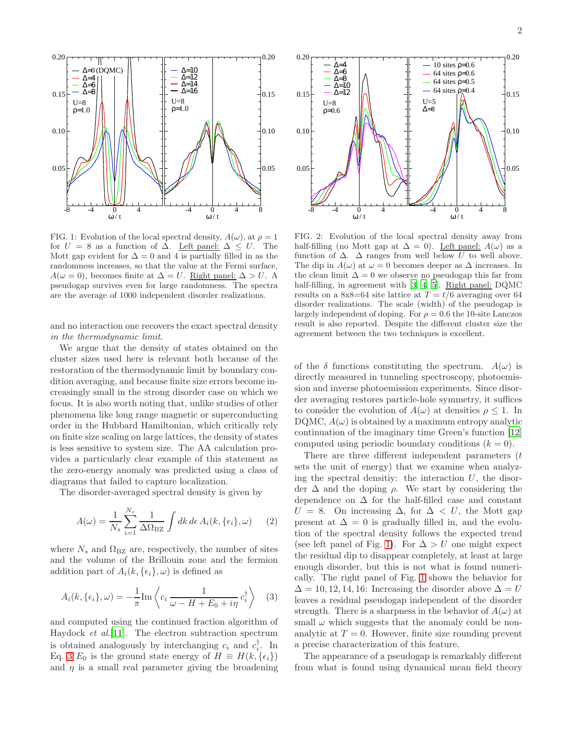FIG. 1: Evolution of the local spectral density, $A(\omega)$, at $\rho = 1$ for $U = 8$ as a function of $\Delta$. Left panel: $\Delta \leq U$. The Mott gap evident for $\Delta = 0$ and 4 is partially filled in as the randomness increases, so that the value at the Fermi surface, $A(\omega = 0)$, becomes finite at $\Delta = U$. Right panel: $\Delta > U$. A pseudogap survives even for large randomness. The spectra are the average of 1000 independent disorder realizations.

FIG. 2: Evolution of the local spectral density away from half-filling (no Mott gap at $\Delta = 0$). Left panel: $A(\omega)$ as a function of $\Delta$. $\Delta$ ranges from well below $U$ to well above. The dip in $A(\omega)$ at $\omega = 0$ becomes deeper as $\Delta$ increases. In the clean limit $\Delta = 0$ we observe no pseudogap this far from half-filling, in agreement with [3, 4, 5]. Right panel: DQMC results on a 8x8=64 site lattice at $T = t/6$ averaging over 64 disorder realizations. The scale (width) of the pseudogap is largely independent of doping. For $\rho = 0.6$ the 10-site Lanczos result is also reported. Despite the different cluster size the agreement between the two techniques is excellent.

and no interaction one recovers the exact spectral density *in the thermodynamic limit*.

We argue that the density of states obtained on the cluster sizes used here is relevant both because of the restoration of the thermodynamic limit by boundary condition averaging, and because finite size errors become increasingly small in the strong disorder case on which we focus. It is also worth noting that, unlike studies of other phenomena like long range magnetic or superconducting order in the Hubbard Hamiltonian, which critically rely on finite size scaling on large lattices, the density of states is less sensitive to system size. The AA calculation provides a particularly clear example of this statement as the zero-energy anomaly was predicted using a class of diagrams that failed to capture localization.

The disorder-averaged spectral density is given by

$$A(\omega) = \frac{1}{N_s} \sum_{i=1}^{N_s} \frac{1}{\Delta \Omega_{\rm BZ}} \int dk \, d\epsilon \, A_i(k, \{\epsilon_i\}, \omega) \qquad (2)$$

where $N_s$ and $\Omega_{\rm BZ}$ are, respectively, the number of sites and the volume of the Brillouin zone and the fermion addition part of $A_i(k, \{\epsilon_i\}, \omega)$ is defined as

$$A_i(k, \{\epsilon_i\}, \omega) = -\frac{1}{\pi} {\rm Im} \left\langle c_i \, \frac{1}{\omega - H + E_0 + i\eta} \, c_i^\dagger \right\rangle \qquad (3)$$

and computed using the continued fraction algorithm of Haydock *et al.*[11]. The electron subtraction spectrum is obtained analogously by interchanging $c_i$ and $c_i^\dagger$. In Eq. 3 $E_0$ is the ground state energy of $H \equiv H(k, \{\epsilon_i\})$ and $\eta$ is a small real parameter giving the broadening of the $\delta$ functions constituting the spectrum. $A(\omega)$ is directly measured in tunneling spectroscopy, photoemission and inverse photoemission experiments. Since disorder averaging restores particle-hole symmetry, it suffices to consider the evolution of $A(\omega)$ at densities $\rho \leq 1$. In DQMC, $A(\omega)$ is obtained by a maximum entropy analytic continuation of the imaginary time Green's function [12] computed using periodic boundary conditions ($k = 0$).

There are three different independent parameters ($t$ sets the unit of energy) that we examine when analyzing the spectral densitiy: the interaction $U$, the disorder $\Delta$ and the doping $\rho$. We start by considering the dependence on $\Delta$ for the half-filled case and constant $U = 8$. On increasing $\Delta$, for $\Delta < U$, the Mott gap present at $\Delta = 0$ is gradually filled in, and the evolution of the spectral density follows the expected trend (see left panel of Fig. 1). For $\Delta > U$ one might expect the residual dip to disappear completely, at least at large enough disorder, but this is not what is found numerically. The right panel of Fig. 1 shows the behavior for $\Delta = 10, 12, 14, 16$: Increasing the disorder above $\Delta = U$ leaves a residual pseudogap independent of the disorder strength. There is a sharpness in the behavior of $A(\omega)$ at small $\omega$ which suggests that the anomaly could be non-analytic at $T = 0$. However, finite size rounding prevent a precise characterization of this feature.

The appearance of a pseudogap is remarkably different from what is found using dynamical mean field theory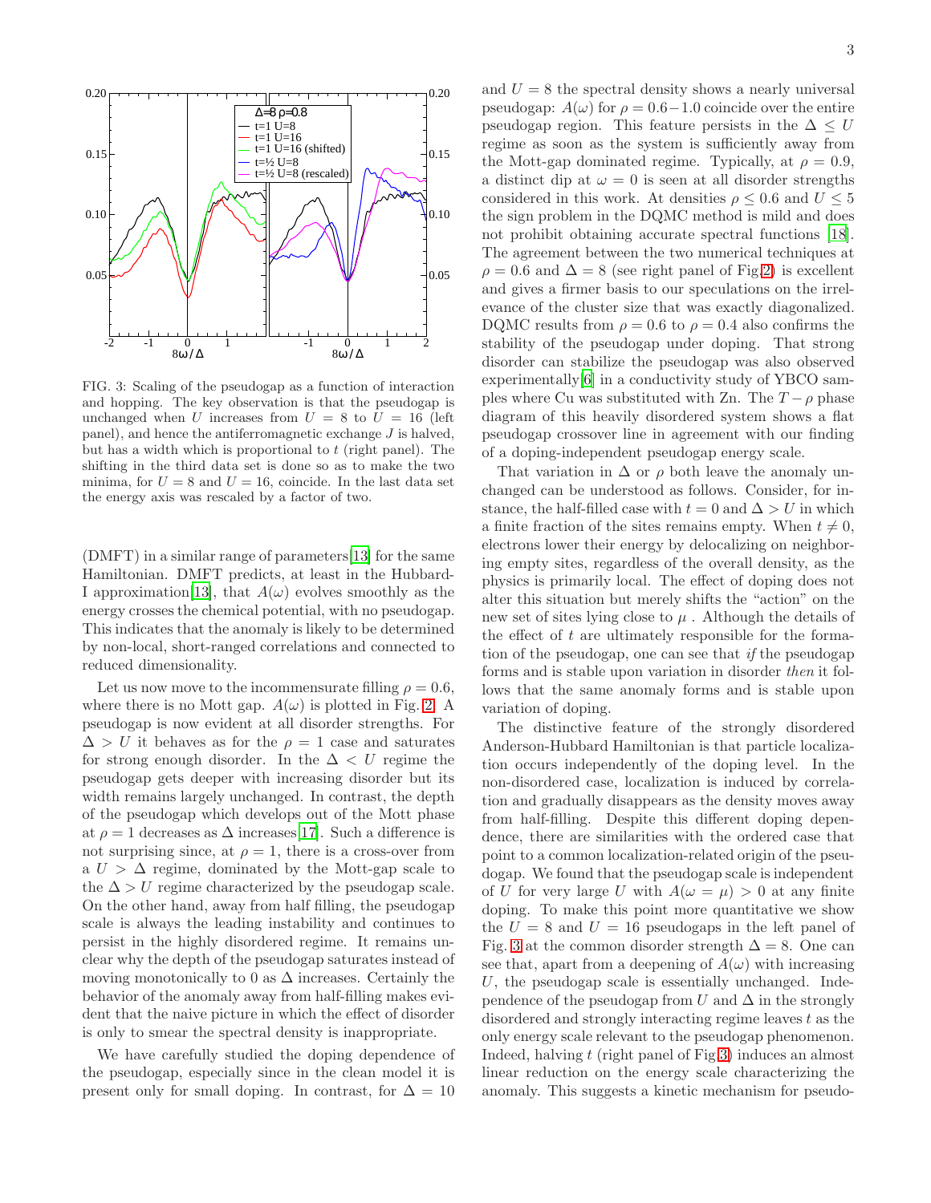FIG. 3: Scaling of the pseudogap as a function of interaction and hopping. The key observation is that the pseudogap is unchanged when $U$ increases from $U = 8$ to $U = 16$ (left panel), and hence the antiferromagnetic exchange $J$ is halved, but has a width which is proportional to $t$ (right panel). The shifting in the third data set is done so as to make the two minima, for $U = 8$ and $U = 16$, coincide. In the last data set the energy axis was rescaled by a factor of two.

(DMFT) in a similar range of parameters[13] for the same Hamiltonian. DMFT predicts, at least in the Hubbard-I approximation[13], that $A(\omega)$ evolves smoothly as the energy crosses the chemical potential, with no pseudogap. This indicates that the anomaly is likely to be determined by non-local, short-ranged correlations and connected to reduced dimensionality.

Let us now move to the incommensurate filling $\rho = 0.6$, where there is no Mott gap. $A(\omega)$ is plotted in Fig. 2. A pseudogap is now evident at all disorder strengths. For $\Delta > U$ it behaves as for the $\rho = 1$ case and saturates for strong enough disorder. In the $\Delta < U$ regime the pseudogap gets deeper with increasing disorder but its width remains largely unchanged. In contrast, the depth of the pseudogap which develops out of the Mott phase at $\rho = 1$ decreases as $\Delta$ increases[17]. Such a difference is not surprising since, at $\rho = 1$, there is a cross-over from a $U > \Delta$ regime, dominated by the Mott-gap scale to the $\Delta > U$ regime characterized by the pseudogap scale. On the other hand, away from half filling, the pseudogap scale is always the leading instability and continues to persist in the highly disordered regime. It remains unclear why the depth of the pseudogap saturates instead of moving monotonically to 0 as $\Delta$ increases. Certainly the behavior of the anomaly away from half-filling makes evident that the naive picture in which the effect of disorder is only to smear the spectral density is inappropriate.

We have carefully studied the doping dependence of the pseudogap, especially since in the clean model it is present only for small doping. In contrast, for $\Delta = 10$ and $U = 8$ the spectral density shows a nearly universal pseudogap: $A(\omega)$ for $\rho = 0.6-1.0$ coincide over the entire pseudogap region. This feature persists in the $\Delta \leq U$ regime as soon as the system is sufficiently away from the Mott-gap dominated regime. Typically, at $\rho = 0.9$, a distinct dip at $\omega = 0$ is seen at all disorder strengths considered in this work. At densities $\rho \leq 0.6$ and $U \leq 5$ the sign problem in the DQMC method is mild and does not prohibit obtaining accurate spectral functions [18]. The agreement between the two numerical techniques at $\rho = 0.6$ and $\Delta = 8$ (see right panel of Fig.2) is excellent and gives a firmer basis to our speculations on the irrelevance of the cluster size that was exactly diagonalized. DQMC results from $\rho = 0.6$ to $\rho = 0.4$ also confirms the stability of the pseudogap under doping. That strong disorder can stabilize the pseudogap was also observed experimentally[6] in a conductivity study of YBCO samples where Cu was substituted with Zn. The $T-\rho$ phase diagram of this heavily disordered system shows a flat pseudogap crossover line in agreement with our finding of a doping-independent pseudogap energy scale.

That variation in $\Delta$ or $\rho$ both leave the anomaly unchanged can be understood as follows. Consider, for instance, the half-filled case with $t = 0$ and $\Delta > U$ in which a finite fraction of the sites remains empty. When $t \neq 0$, electrons lower their energy by delocalizing on neighboring empty sites, regardless of the overall density, as the physics is primarily local. The effect of doping does not alter this situation but merely shifts the "action" on the new set of sites lying close to $\mu$ . Although the details of the effect of $t$ are ultimately responsible for the formation of the pseudogap, one can see that *if* the pseudogap forms and is stable upon variation in disorder *then* it follows that the same anomaly forms and is stable upon variation of doping.

The distinctive feature of the strongly disordered Anderson-Hubbard Hamiltonian is that particle localization occurs independently of the doping level. In the non-disordered case, localization is induced by correlation and gradually disappears as the density moves away from half-filling. Despite this different doping dependence, there are similarities with the ordered case that point to a common localization-related origin of the pseudogap. We found that the pseudogap scale is independent of $U$ for very large $U$ with $A(\omega = \mu) > 0$ at any finite doping. To make this point more quantitative we show the $U = 8$ and $U = 16$ pseudogaps in the left panel of Fig. 3 at the common disorder strength $\Delta = 8$. One can see that, apart from a deepening of $A(\omega)$ with increasing $U$, the pseudogap scale is essentially unchanged. Independence of the pseudogap from $U$ and $\Delta$ in the strongly disordered and strongly interacting regime leaves $t$ as the only energy scale relevant to the pseudogap phenomenon. Indeed, halving $t$ (right panel of Fig 3) induces an almost linear reduction on the energy scale characterizing the anomaly. This suggests a kinetic mechanism for pseudo-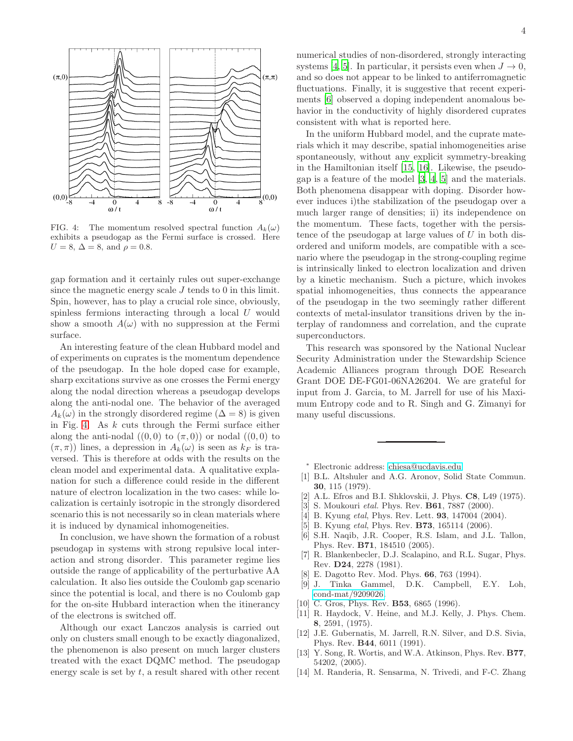FIG. 4: The momentum resolved spectral function $A_k(\omega)$ exhibits a pseudogap as the Fermi surface is crossed. Here $U = 8$, $\Delta = 8$, and $\rho = 0.8$.

gap formation and it certainly rules out super-exchange since the magnetic energy scale $J$ tends to 0 in this limit. Spin, however, has to play a crucial role since, obviously, spinless fermions interacting through a local $U$ would show a smooth $A(\omega)$ with no suppression at the Fermi surface.

An interesting feature of the clean Hubbard model and of experiments on cuprates is the momentum dependence of the pseudogap. In the hole doped case for example, sharp excitations survive as one crosses the Fermi energy along the nodal direction whereas a pseudogap develops along the anti-nodal one. The behavior of the averaged $A_k(\omega)$ in the strongly disordered regime ($\Delta = 8$) is given in Fig. 4. As $k$ cuts through the Fermi surface either along the anti-nodal ($(0,0)$ to $(\pi,0)$) or nodal ($(0,0)$ to $(\pi,\pi)$) lines, a depression in $A_k(\omega)$ is seen as $k_F$ is traversed. This is therefore at odds with the results on the clean model and experimental data. A qualitative explanation for such a difference could reside in the different nature of electron localization in the two cases: while localization is certainly isotropic in the strongly disordered scenario this is not necessarily so in clean materials where it is induced by dynamical inhomogeneities.

In conclusion, we have shown the formation of a robust pseudogap in systems with strong repulsive local interaction and strong disorder. This parameter regime lies outside the range of applicability of the perturbative AA calculation. It also lies outside the Coulomb gap scenario since the potential is local, and there is no Coulomb gap for the on-site Hubbard interaction when the itinerancy of the electrons is switched off.

Although our exact Lanczos analysis is carried out only on clusters small enough to be exactly diagonalized, the phenomenon is also present on much larger clusters treated with the exact DQMC method. The pseudogap energy scale is set by $t$, a result shared with other recent numerical studies of non-disordered, strongly interacting systems [4, 5]. In particular, it persists even when $J \to 0$, and so does not appear to be linked to antiferromagnetic fluctuations. Finally, it is suggestive that recent experiments [6] observed a doping independent anomalous behavior in the conductivity of highly disordered cuprates consistent with what is reported here.

In the uniform Hubbard model, and the cuprate materials which it may describe, spatial inhomogeneities arise spontaneously, without any explicit symmetry-breaking in the Hamiltonian itself [15, 16]. Likewise, the pseudogap is a feature of the model [3, 4, 5] and the materials. Both phenomena disappear with doping. Disorder however induces i)the stabilization of the pseudogap over a much larger range of densities; ii) its independence on the momentum. These facts, together with the persistence of the pseudogap at large values of $U$ in both disordered and uniform models, are compatible with a scenario where the pseudogap in the strong-coupling regime is intrinsically linked to electron localization and driven by a kinetic mechanism. Such a picture, which invokes spatial inhomogeneities, thus connects the appearance of the pseudogap in the two seemingly rather different contexts of metal-insulator transitions driven by the interplay of randomness and correlation, and the cuprate superconductors.

This research was sponsored by the National Nuclear Security Administration under the Stewardship Science Academic Alliances program through DOE Research Grant DOE DE-FG01-06NA26204. We are grateful for input from J. Garcia, to M. Jarrell for use of his Maximum Entropy code and to R. Singh and G. Zimanyi for many useful discussions.

---

\* Electronic address: chiesa@ucdavis.edu

[1] B.L. Altshuler and A.G. Aronov, Solid State Commun. **30**, 115 (1979).
[2] A.L. Efros and B.I. Shklovskii, J. Phys. **C8**, L49 (1975).
[3] S. Moukouri *etal.* Phys. Rev. **B61**, 7887 (2000).
[4] B. Kyung *etal*, Phys. Rev. Lett. **93**, 147004 (2004).
[5] B. Kyung *etal*, Phys. Rev. **B73**, 165114 (2006).
[6] S.H. Naqib, J.R. Cooper, R.S. Islam, and J.L. Tallon, Phys. Rev. **B71**, 184510 (2005).
[7] R. Blankenbecler, D.J. Scalapino, and R.L. Sugar, Phys. Rev. **D24**, 2278 (1981).
[8] E. Dagotto Rev. Mod. Phys. **66**, 763 (1994).
[9] J. Tinka Gammel, D.K. Campbell, E.Y. Loh, cond-mat/9209026.
[10] C. Gros, Phys. Rev. **B53**, 6865 (1996).
[11] R. Haydock, V. Heine, and M.J. Kelly, J. Phys. Chem. **8**, 2591, (1975).
[12] J.E. Gubernatis, M. Jarrell, R.N. Silver, and D.S. Sivia, Phys. Rev. **B44**, 6011 (1991).
[13] Y. Song, R. Wortis, and W.A. Atkinson, Phys. Rev. **B77**, 54202, (2005).
[14] M. Randeria, R. Sensarma, N. Trivedi, and F-C. Zhang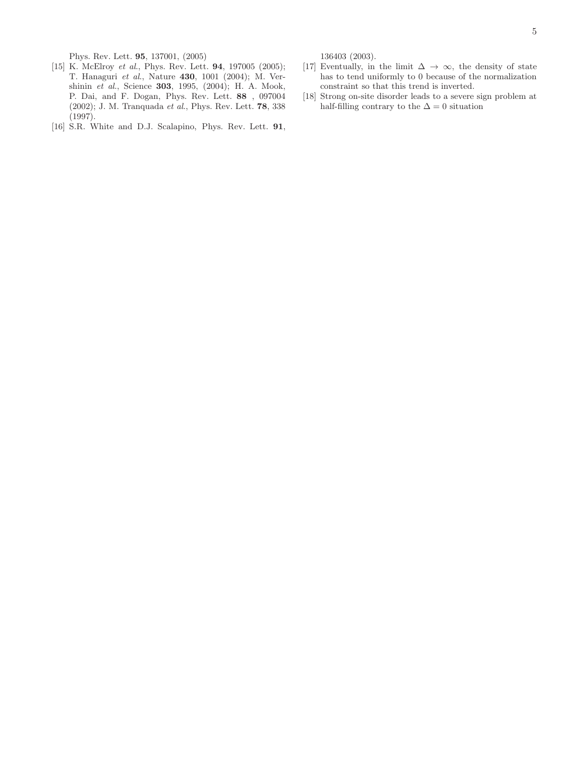Phys. Rev. Lett. **95**, 137001, (2005)

[15] K. McElroy *et al.*, Phys. Rev. Lett. **94**, 197005 (2005); T. Hanaguri *et al.*, Nature **430**, 1001 (2004); M. Vershinin *et al.*, Science **303**, 1995, (2004); H. A. Mook, P. Dai, and F. Dogan, Phys. Rev. Lett. **88** , 097004 (2002); J. M. Tranquada *et al.*, Phys. Rev. Lett. **78**, 338 (1997).

[16] S.R. White and D.J. Scalapino, Phys. Rev. Lett. **91**, 136403 (2003).

[17] Eventually, in the limit $\Delta \rightarrow \infty$, the density of state has to tend uniformly to 0 because of the normalization constraint so that this trend is inverted.

[18] Strong on-site disorder leads to a severe sign problem at half-filling contrary to the $\Delta = 0$ situation